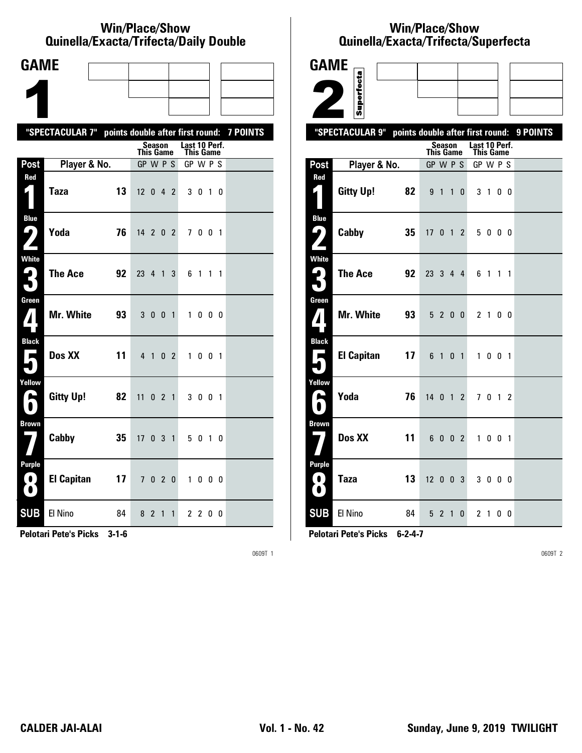## Win/Place/Show
## Quinella/Exacta/Trifecta/Daily Double

# GAME 1

**"SPECTACULAR 7" points double after first round: 7 POINTS**

| Post | Player & No. | | Season This Game GP W P S | Last 10 Perf. This Game GP W P S |
|---|---|---|---|---|
| Red 1 | Taza | 13 | 12 0 4 2 | 3 0 1 0 |
| Blue 2 | Yoda | 76 | 14 2 0 2 | 7 0 0 1 |
| White 3 | The Ace | 92 | 23 4 1 3 | 6 1 1 1 |
| Green 4 | Mr. White | 93 | 3 0 0 1 | 1 0 0 0 |
| Black 5 | Dos XX | 11 | 4 1 0 2 | 1 0 0 1 |
| Yellow 6 | Gitty Up! | 82 | 11 0 2 1 | 3 0 0 1 |
| Brown 7 | Cabby | 35 | 17 0 3 1 | 5 0 1 0 |
| Purple 8 | El Capitan | 17 | 7 0 2 0 | 1 0 0 0 |
| SUB | El Nino | 84 | 8 2 1 1 | 2 2 0 0 |

**Pelotari Pete's Picks 3-1-6**

0609T 1

## Win/Place/Show
## Quinella/Exacta/Trifecta/Superfecta

# GAME 2

Superfecta

**"SPECTACULAR 9" points double after first round: 9 POINTS**

| Post | Player & No. | | Season This Game GP W P S | Last 10 Perf. This Game GP W P S |
|---|---|---|---|---|
| Red 1 | Gitty Up! | 82 | 9 1 1 0 | 3 1 0 0 |
| Blue 2 | Cabby | 35 | 17 0 1 2 | 5 0 0 0 |
| White 3 | The Ace | 92 | 23 3 4 4 | 6 1 1 1 |
| Green 4 | Mr. White | 93 | 5 2 0 0 | 2 1 0 0 |
| Black 5 | El Capitan | 17 | 6 1 0 1 | 1 0 0 1 |
| Yellow 6 | Yoda | 76 | 14 0 1 2 | 7 0 1 2 |
| Brown 7 | Dos XX | 11 | 6 0 0 2 | 1 0 0 1 |
| Purple 8 | Taza | 13 | 12 0 0 3 | 3 0 0 0 |
| SUB | El Nino | 84 | 5 2 1 0 | 2 1 0 0 |

**Pelotari Pete's Picks 6-2-4-7**

0609T 2

**CALDER JAI-ALAI** Vol. 1 - No. 42 **Sunday, June 9, 2019 TWILIGHT**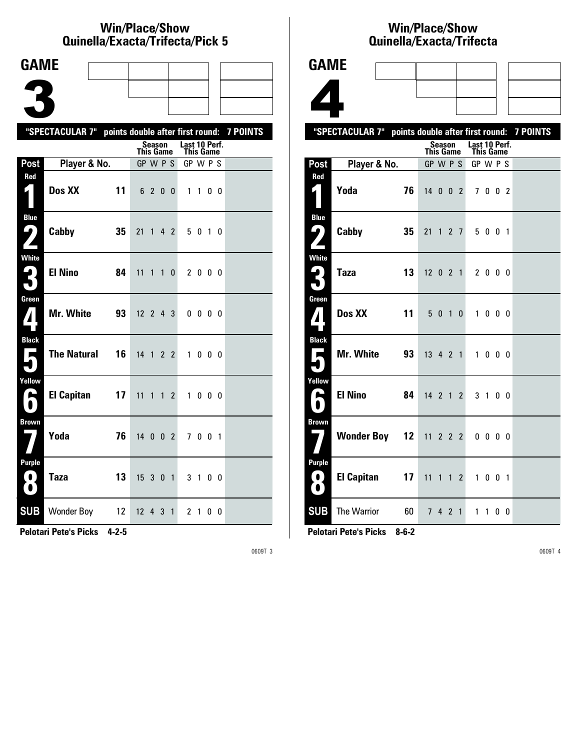## Win/Place/Show Quinella/Exacta/Trifecta/Pick 5

**GAME 3**

"SPECTACULAR 7" points double after first round: 7 POINTS

| Post | Player & No. | | Season This Game GP | W | P | S | Last 10 Perf. This Game GP | W | P | S |
|---|---|---|---|---|---|---|---|---|---|---|
| Red 1 | Dos XX | 11 | 6 | 2 | 0 | 0 | 1 | 1 | 0 | 0 |
| Blue 2 | Cabby | 35 | 21 | 1 | 4 | 2 | 5 | 0 | 1 | 0 |
| White 3 | El Nino | 84 | 11 | 1 | 1 | 0 | 2 | 0 | 0 | 0 |
| Green 4 | Mr. White | 93 | 12 | 2 | 4 | 3 | 0 | 0 | 0 | 0 |
| Black 5 | The Natural | 16 | 14 | 1 | 2 | 2 | 1 | 0 | 0 | 0 |
| Yellow 6 | El Capitan | 17 | 11 | 1 | 1 | 2 | 1 | 0 | 0 | 0 |
| Brown 7 | Yoda | 76 | 14 | 0 | 0 | 2 | 7 | 0 | 0 | 1 |
| Purple 8 | Taza | 13 | 15 | 3 | 0 | 1 | 3 | 1 | 0 | 0 |
| SUB | Wonder Boy | 12 | 12 | 4 | 3 | 1 | 2 | 1 | 0 | 0 |

**Pelotari Pete's Picks 4-2-5**

0609T 3

## Win/Place/Show Quinella/Exacta/Trifecta

**GAME 4**

"SPECTACULAR 7" points double after first round: 7 POINTS

| Post | Player & No. | | Season This Game GP | W | P | S | Last 10 Perf. This Game GP | W | P | S |
|---|---|---|---|---|---|---|---|---|---|---|
| Red 1 | Yoda | 76 | 14 | 0 | 0 | 2 | 7 | 0 | 0 | 2 |
| Blue 2 | Cabby | 35 | 21 | 1 | 2 | 7 | 5 | 0 | 0 | 1 |
| White 3 | Taza | 13 | 12 | 0 | 2 | 1 | 2 | 0 | 0 | 0 |
| Green 4 | Dos XX | 11 | 5 | 0 | 1 | 0 | 1 | 0 | 0 | 0 |
| Black 5 | Mr. White | 93 | 13 | 4 | 2 | 1 | 1 | 0 | 0 | 0 |
| Yellow 6 | El Nino | 84 | 14 | 2 | 1 | 2 | 3 | 1 | 0 | 0 |
| Brown 7 | Wonder Boy | 12 | 11 | 2 | 2 | 2 | 0 | 0 | 0 | 0 |
| Purple 8 | El Capitan | 17 | 11 | 1 | 1 | 2 | 1 | 0 | 0 | 1 |
| SUB | The Warrior | 60 | 7 | 4 | 2 | 1 | 1 | 1 | 0 | 0 |

**Pelotari Pete's Picks 8-6-2**

0609T 4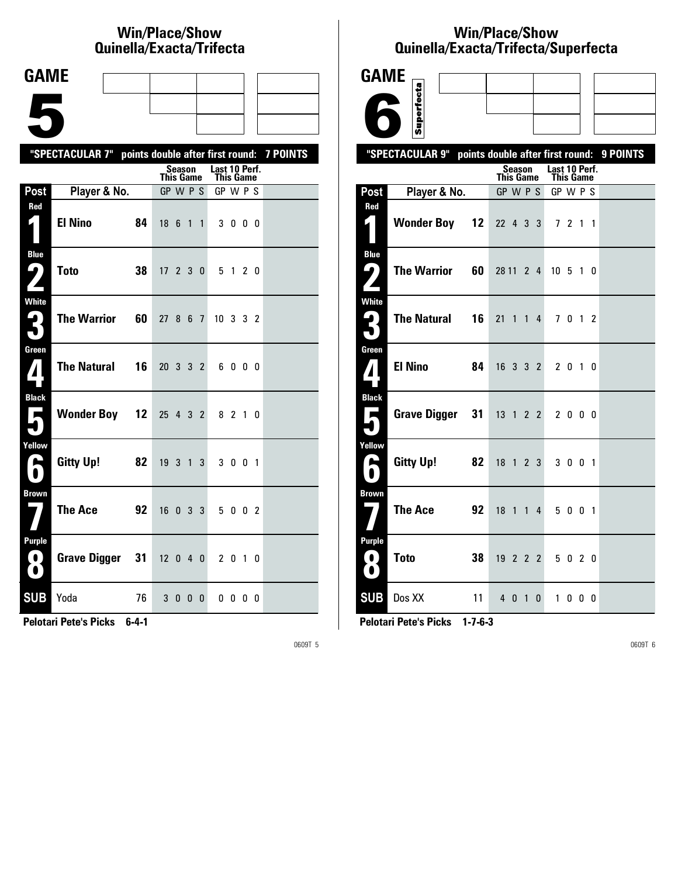## Win/Place/Show
## Quinella/Exacta/Trifecta

# GAME 5

**"SPECTACULAR 7" points double after first round: 7 POINTS**

| Post | Player & No. | | Season This Game GP W P S | Last 10 Perf. This Game GP W P S |
|---|---|---|---|---|
| Red 1 | **El Nino** | **84** | 18 6 1 1 | 3 0 0 0 |
| Blue 2 | **Toto** | **38** | 17 2 3 0 | 5 1 2 0 |
| White 3 | **The Warrior** | **60** | 27 8 6 7 | 10 3 3 2 |
| Green 4 | **The Natural** | **16** | 20 3 3 2 | 6 0 0 0 |
| Black 5 | **Wonder Boy** | **12** | 25 4 3 2 | 8 2 1 0 |
| Yellow 6 | **Gitty Up!** | **82** | 19 3 1 3 | 3 0 0 1 |
| Brown 7 | **The Ace** | **92** | 16 0 3 3 | 5 0 0 2 |
| Purple 8 | **Grave Digger** | **31** | 12 0 4 0 | 2 0 1 0 |
| SUB | Yoda | 76 | 3 0 0 0 | 0 0 0 0 |

**Pelotari Pete's Picks 6-4-1**

## Win/Place/Show
## Quinella/Exacta/Trifecta/Superfecta

# GAME 6

Superfecta

**"SPECTACULAR 9" points double after first round: 9 POINTS**

| Post | Player & No. | | Season This Game GP W P S | Last 10 Perf. This Game GP W P S |
|---|---|---|---|---|
| Red 1 | **Wonder Boy** | **12** | 22 4 3 3 | 7 2 1 1 |
| Blue 2 | **The Warrior** | **60** | 28 11 2 4 | 10 5 1 0 |
| White 3 | **The Natural** | **16** | 21 1 1 4 | 7 0 1 2 |
| Green 4 | **El Nino** | **84** | 16 3 3 2 | 2 0 1 0 |
| Black 5 | **Grave Digger** | **31** | 13 1 2 2 | 2 0 0 0 |
| Yellow 6 | **Gitty Up!** | **82** | 18 1 2 3 | 3 0 0 1 |
| Brown 7 | **The Ace** | **92** | 18 1 1 4 | 5 0 0 1 |
| Purple 8 | **Toto** | **38** | 19 2 2 2 | 5 0 2 0 |
| SUB | Dos XX | 11 | 4 0 1 0 | 1 0 0 0 |

**Pelotari Pete's Picks 1-7-6-3**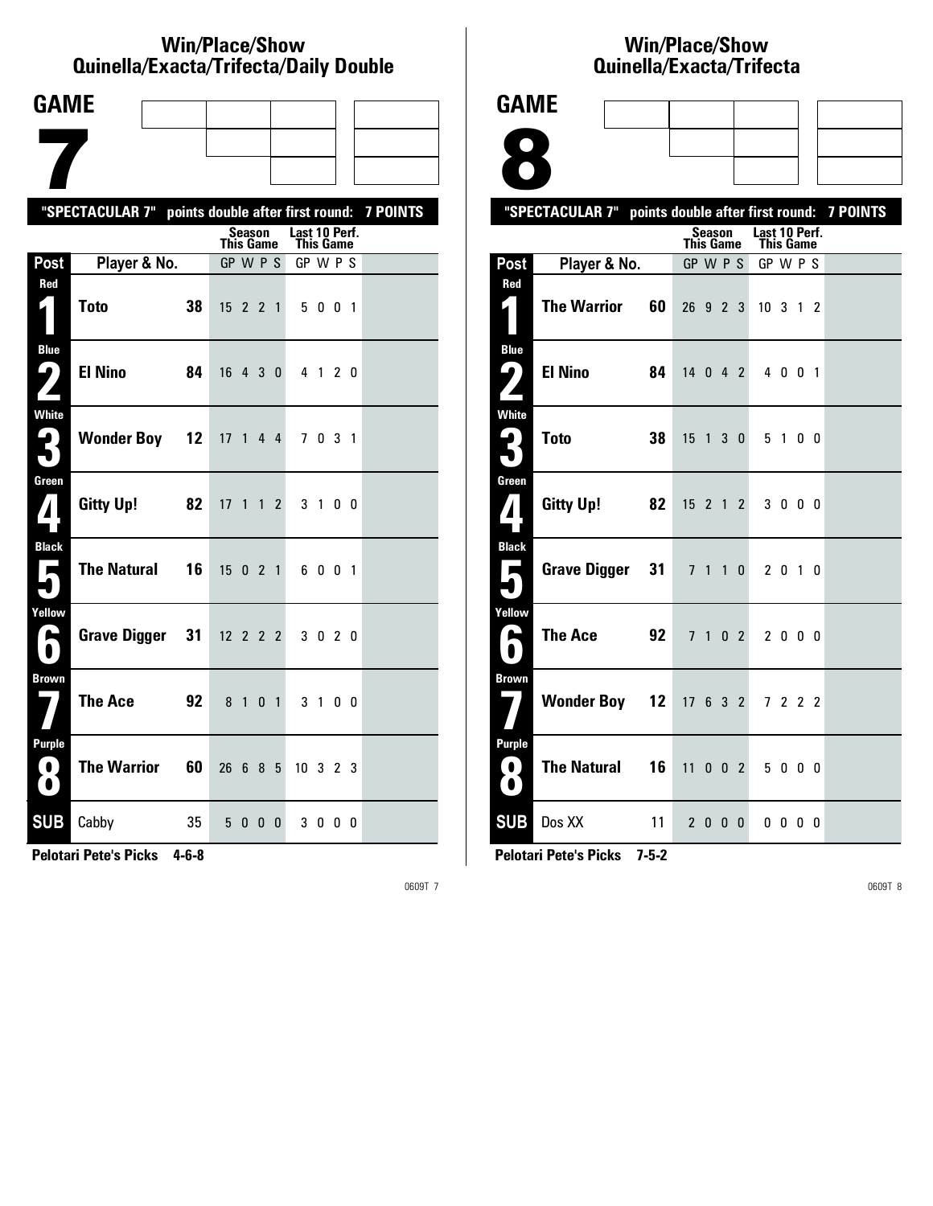# Win/Place/Show Quinella/Exacta/Trifecta/Daily Double

## GAME 7

"SPECTACULAR 7" points double after first round: 7 POINTS

| Post | Player & No. | | Season This Game GP W P S | Last 10 Perf. This Game GP W P S |
|---|---|---|---|---|
| Red 1 | Toto | 38 | 15 2 2 1 | 5 0 0 1 |
| Blue 2 | El Nino | 84 | 16 4 3 0 | 4 1 2 0 |
| White 3 | Wonder Boy | 12 | 17 1 4 4 | 7 0 3 1 |
| Green 4 | Gitty Up! | 82 | 17 1 1 2 | 3 1 0 0 |
| Black 5 | The Natural | 16 | 15 0 2 1 | 6 0 0 1 |
| Yellow 6 | Grave Digger | 31 | 12 2 2 2 | 3 0 2 0 |
| Brown 7 | The Ace | 92 | 8 1 0 1 | 3 1 0 0 |
| Purple 8 | The Warrior | 60 | 26 6 8 5 | 10 3 2 3 |
| SUB | Cabby | 35 | 5 0 0 0 | 3 0 0 0 |

**Pelotari Pete's Picks 4-6-8**

# Win/Place/Show Quinella/Exacta/Trifecta

## GAME 8

"SPECTACULAR 7" points double after first round: 7 POINTS

| Post | Player & No. | | Season This Game GP W P S | Last 10 Perf. This Game GP W P S |
|---|---|---|---|---|
| Red 1 | The Warrior | 60 | 26 9 2 3 | 10 3 1 2 |
| Blue 2 | El Nino | 84 | 14 0 4 2 | 4 0 0 1 |
| White 3 | Toto | 38 | 15 1 3 0 | 5 1 0 0 |
| Green 4 | Gitty Up! | 82 | 15 2 1 2 | 3 0 0 0 |
| Black 5 | Grave Digger | 31 | 7 1 1 0 | 2 0 1 0 |
| Yellow 6 | The Ace | 92 | 7 1 0 2 | 2 0 0 0 |
| Brown 7 | Wonder Boy | 12 | 17 6 3 2 | 7 2 2 2 |
| Purple 8 | The Natural | 16 | 11 0 0 2 | 5 0 0 0 |
| SUB | Dos XX | 11 | 2 0 0 0 | 0 0 0 0 |

**Pelotari Pete's Picks 7-5-2**